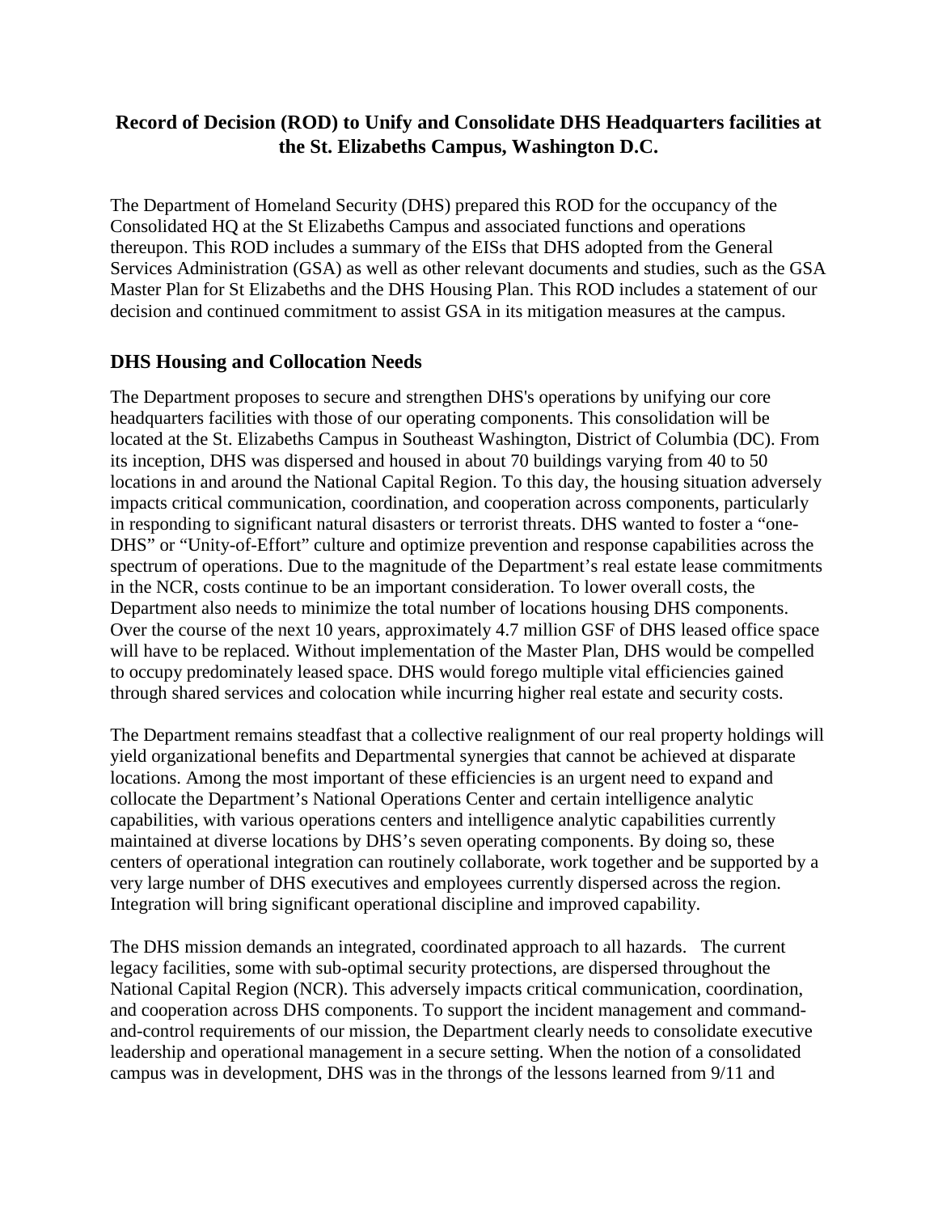# Record of Decision (ROD) to Unify and Consolidate DHS Headquarters facilities at the St. Elizabeths Campus, Washington D.C.

The Department of Homeland Security (DHS) prepared this ROD for the occupancy of the Consolidated HQ at the St Elizabeths Campus and associated functions and operations thereupon. This ROD includes a summary of the EISs that DHS adopted from the General Services Administration (GSA) as well as other relevant documents and studies, such as the GSA Master Plan for St Elizabeths and the DHS Housing Plan. This ROD includes a statement of our decision and continued commitment to assist GSA in its mitigation measures at the campus.

## DHS Housing and Collocation Needs

The Department proposes to secure and strengthen DHS's operations by unifying our core headquarters facilities with those of our operating components. This consolidation will be located at the St. Elizabeths Campus in Southeast Washington, District of Columbia (DC). From its inception, DHS was dispersed and housed in about 70 buildings varying from 40 to 50 locations in and around the National Capital Region. To this day, the housing situation adversely impacts critical communication, coordination, and cooperation across components, particularly in responding to significant natural disasters or terrorist threats. DHS wanted to foster a "one-DHS" or "Unity-of-Effort" culture and optimize prevention and response capabilities across the spectrum of operations. Due to the magnitude of the Department's real estate lease commitments in the NCR, costs continue to be an important consideration. To lower overall costs, the Department also needs to minimize the total number of locations housing DHS components. Over the course of the next 10 years, approximately 4.7 million GSF of DHS leased office space will have to be replaced. Without implementation of the Master Plan, DHS would be compelled to occupy predominately leased space. DHS would forego multiple vital efficiencies gained through shared services and colocation while incurring higher real estate and security costs.

The Department remains steadfast that a collective realignment of our real property holdings will yield organizational benefits and Departmental synergies that cannot be achieved at disparate locations. Among the most important of these efficiencies is an urgent need to expand and collocate the Department's National Operations Center and certain intelligence analytic capabilities, with various operations centers and intelligence analytic capabilities currently maintained at diverse locations by DHS's seven operating components. By doing so, these centers of operational integration can routinely collaborate, work together and be supported by a very large number of DHS executives and employees currently dispersed across the region. Integration will bring significant operational discipline and improved capability.

The DHS mission demands an integrated, coordinated approach to all hazards. The current legacy facilities, some with sub-optimal security protections, are dispersed throughout the National Capital Region (NCR). This adversely impacts critical communication, coordination, and cooperation across DHS components. To support the incident management and command-and-control requirements of our mission, the Department clearly needs to consolidate executive leadership and operational management in a secure setting. When the notion of a consolidated campus was in development, DHS was in the throngs of the lessons learned from 9/11 and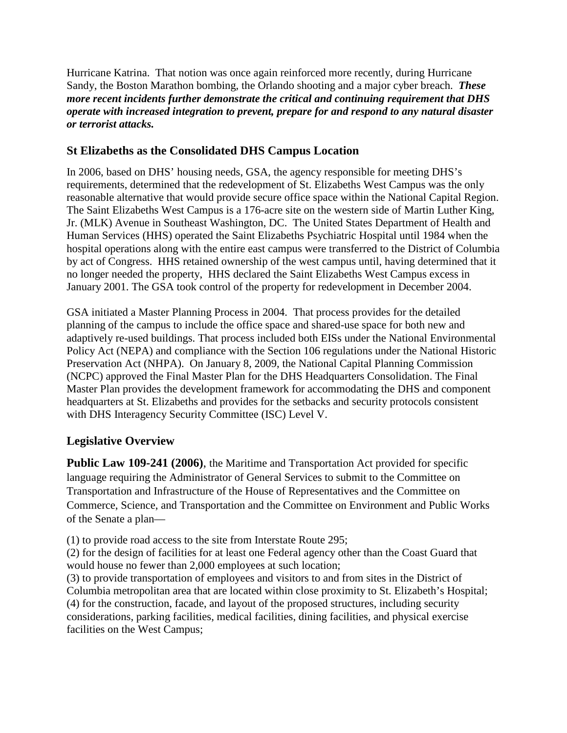Hurricane Katrina. That notion was once again reinforced more recently, during Hurricane Sandy, the Boston Marathon bombing, the Orlando shooting and a major cyber breach. ***These more recent incidents further demonstrate the critical and continuing requirement that DHS operate with increased integration to prevent, prepare for and respond to any natural disaster or terrorist attacks.***

## St Elizabeths as the Consolidated DHS Campus Location

In 2006, based on DHS' housing needs, GSA, the agency responsible for meeting DHS's requirements, determined that the redevelopment of St. Elizabeths West Campus was the only reasonable alternative that would provide secure office space within the National Capital Region. The Saint Elizabeths West Campus is a 176-acre site on the western side of Martin Luther King, Jr. (MLK) Avenue in Southeast Washington, DC. The United States Department of Health and Human Services (HHS) operated the Saint Elizabeths Psychiatric Hospital until 1984 when the hospital operations along with the entire east campus were transferred to the District of Columbia by act of Congress. HHS retained ownership of the west campus until, having determined that it no longer needed the property, HHS declared the Saint Elizabeths West Campus excess in January 2001. The GSA took control of the property for redevelopment in December 2004.

GSA initiated a Master Planning Process in 2004. That process provides for the detailed planning of the campus to include the office space and shared-use space for both new and adaptively re-used buildings. That process included both EISs under the National Environmental Policy Act (NEPA) and compliance with the Section 106 regulations under the National Historic Preservation Act (NHPA). On January 8, 2009, the National Capital Planning Commission (NCPC) approved the Final Master Plan for the DHS Headquarters Consolidation. The Final Master Plan provides the development framework for accommodating the DHS and component headquarters at St. Elizabeths and provides for the setbacks and security protocols consistent with DHS Interagency Security Committee (ISC) Level V.

## Legislative Overview

**Public Law 109-241 (2006)**, the Maritime and Transportation Act provided for specific language requiring the Administrator of General Services to submit to the Committee on Transportation and Infrastructure of the House of Representatives and the Committee on Commerce, Science, and Transportation and the Committee on Environment and Public Works of the Senate a plan—

(1) to provide road access to the site from Interstate Route 295;
(2) for the design of facilities for at least one Federal agency other than the Coast Guard that would house no fewer than 2,000 employees at such location;
(3) to provide transportation of employees and visitors to and from sites in the District of Columbia metropolitan area that are located within close proximity to St. Elizabeth's Hospital;
(4) for the construction, facade, and layout of the proposed structures, including security considerations, parking facilities, medical facilities, dining facilities, and physical exercise facilities on the West Campus;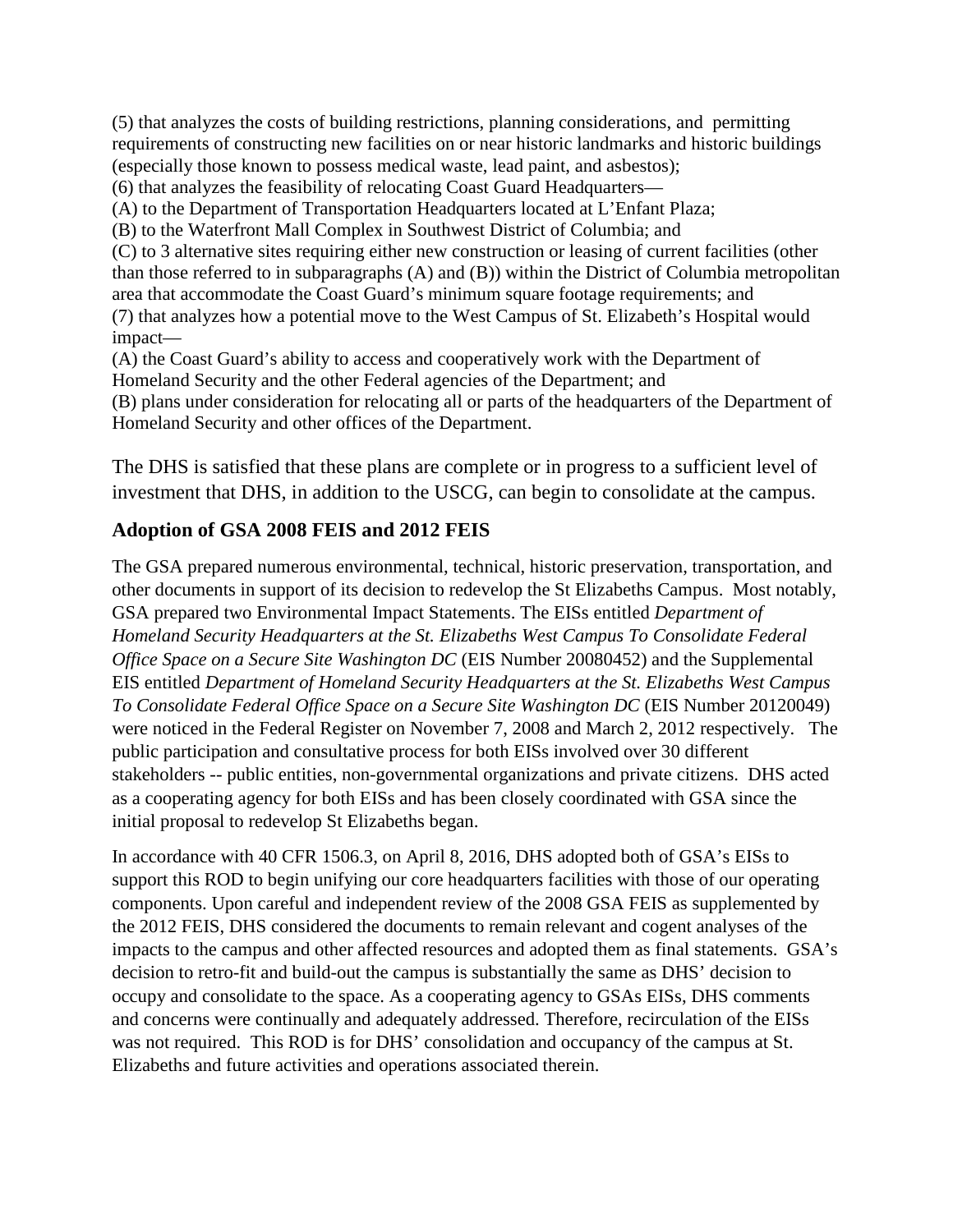(5) that analyzes the costs of building restrictions, planning considerations, and permitting requirements of constructing new facilities on or near historic landmarks and historic buildings (especially those known to possess medical waste, lead paint, and asbestos);
(6) that analyzes the feasibility of relocating Coast Guard Headquarters—
(A) to the Department of Transportation Headquarters located at L'Enfant Plaza;
(B) to the Waterfront Mall Complex in Southwest District of Columbia; and
(C) to 3 alternative sites requiring either new construction or leasing of current facilities (other than those referred to in subparagraphs (A) and (B)) within the District of Columbia metropolitan area that accommodate the Coast Guard's minimum square footage requirements; and
(7) that analyzes how a potential move to the West Campus of St. Elizabeth's Hospital would impact—
(A) the Coast Guard's ability to access and cooperatively work with the Department of Homeland Security and the other Federal agencies of the Department; and
(B) plans under consideration for relocating all or parts of the headquarters of the Department of Homeland Security and other offices of the Department.

The DHS is satisfied that these plans are complete or in progress to a sufficient level of investment that DHS, in addition to the USCG, can begin to consolidate at the campus.

## Adoption of GSA 2008 FEIS and 2012 FEIS

The GSA prepared numerous environmental, technical, historic preservation, transportation, and other documents in support of its decision to redevelop the St Elizabeths Campus. Most notably, GSA prepared two Environmental Impact Statements. The EISs entitled *Department of Homeland Security Headquarters at the St. Elizabeths West Campus To Consolidate Federal Office Space on a Secure Site Washington DC* (EIS Number 20080452) and the Supplemental EIS entitled *Department of Homeland Security Headquarters at the St. Elizabeths West Campus To Consolidate Federal Office Space on a Secure Site Washington DC* (EIS Number 20120049) were noticed in the Federal Register on November 7, 2008 and March 2, 2012 respectively. The public participation and consultative process for both EISs involved over 30 different stakeholders -- public entities, non-governmental organizations and private citizens. DHS acted as a cooperating agency for both EISs and has been closely coordinated with GSA since the initial proposal to redevelop St Elizabeths began.

In accordance with 40 CFR 1506.3, on April 8, 2016, DHS adopted both of GSA's EISs to support this ROD to begin unifying our core headquarters facilities with those of our operating components. Upon careful and independent review of the 2008 GSA FEIS as supplemented by the 2012 FEIS, DHS considered the documents to remain relevant and cogent analyses of the impacts to the campus and other affected resources and adopted them as final statements. GSA's decision to retro-fit and build-out the campus is substantially the same as DHS' decision to occupy and consolidate to the space. As a cooperating agency to GSAs EISs, DHS comments and concerns were continually and adequately addressed. Therefore, recirculation of the EISs was not required. This ROD is for DHS' consolidation and occupancy of the campus at St. Elizabeths and future activities and operations associated therein.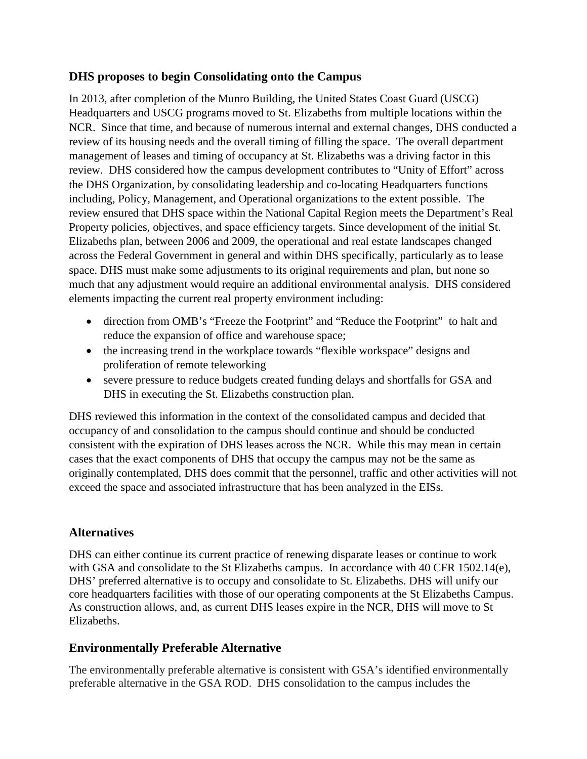## DHS proposes to begin Consolidating onto the Campus

In 2013, after completion of the Munro Building, the United States Coast Guard (USCG) Headquarters and USCG programs moved to St. Elizabeths from multiple locations within the NCR. Since that time, and because of numerous internal and external changes, DHS conducted a review of its housing needs and the overall timing of filling the space. The overall department management of leases and timing of occupancy at St. Elizabeths was a driving factor in this review. DHS considered how the campus development contributes to "Unity of Effort" across the DHS Organization, by consolidating leadership and co-locating Headquarters functions including, Policy, Management, and Operational organizations to the extent possible. The review ensured that DHS space within the National Capital Region meets the Department's Real Property policies, objectives, and space efficiency targets. Since development of the initial St. Elizabeths plan, between 2006 and 2009, the operational and real estate landscapes changed across the Federal Government in general and within DHS specifically, particularly as to lease space. DHS must make some adjustments to its original requirements and plan, but none so much that any adjustment would require an additional environmental analysis. DHS considered elements impacting the current real property environment including:

- direction from OMB's "Freeze the Footprint" and "Reduce the Footprint" to halt and reduce the expansion of office and warehouse space;
- the increasing trend in the workplace towards "flexible workspace" designs and proliferation of remote teleworking
- severe pressure to reduce budgets created funding delays and shortfalls for GSA and DHS in executing the St. Elizabeths construction plan.

DHS reviewed this information in the context of the consolidated campus and decided that occupancy of and consolidation to the campus should continue and should be conducted consistent with the expiration of DHS leases across the NCR. While this may mean in certain cases that the exact components of DHS that occupy the campus may not be the same as originally contemplated, DHS does commit that the personnel, traffic and other activities will not exceed the space and associated infrastructure that has been analyzed in the EISs.

## Alternatives

DHS can either continue its current practice of renewing disparate leases or continue to work with GSA and consolidate to the St Elizabeths campus. In accordance with 40 CFR 1502.14(e), DHS' preferred alternative is to occupy and consolidate to St. Elizabeths. DHS will unify our core headquarters facilities with those of our operating components at the St Elizabeths Campus. As construction allows, and, as current DHS leases expire in the NCR, DHS will move to St Elizabeths.

## Environmentally Preferable Alternative

The environmentally preferable alternative is consistent with GSA's identified environmentally preferable alternative in the GSA ROD. DHS consolidation to the campus includes the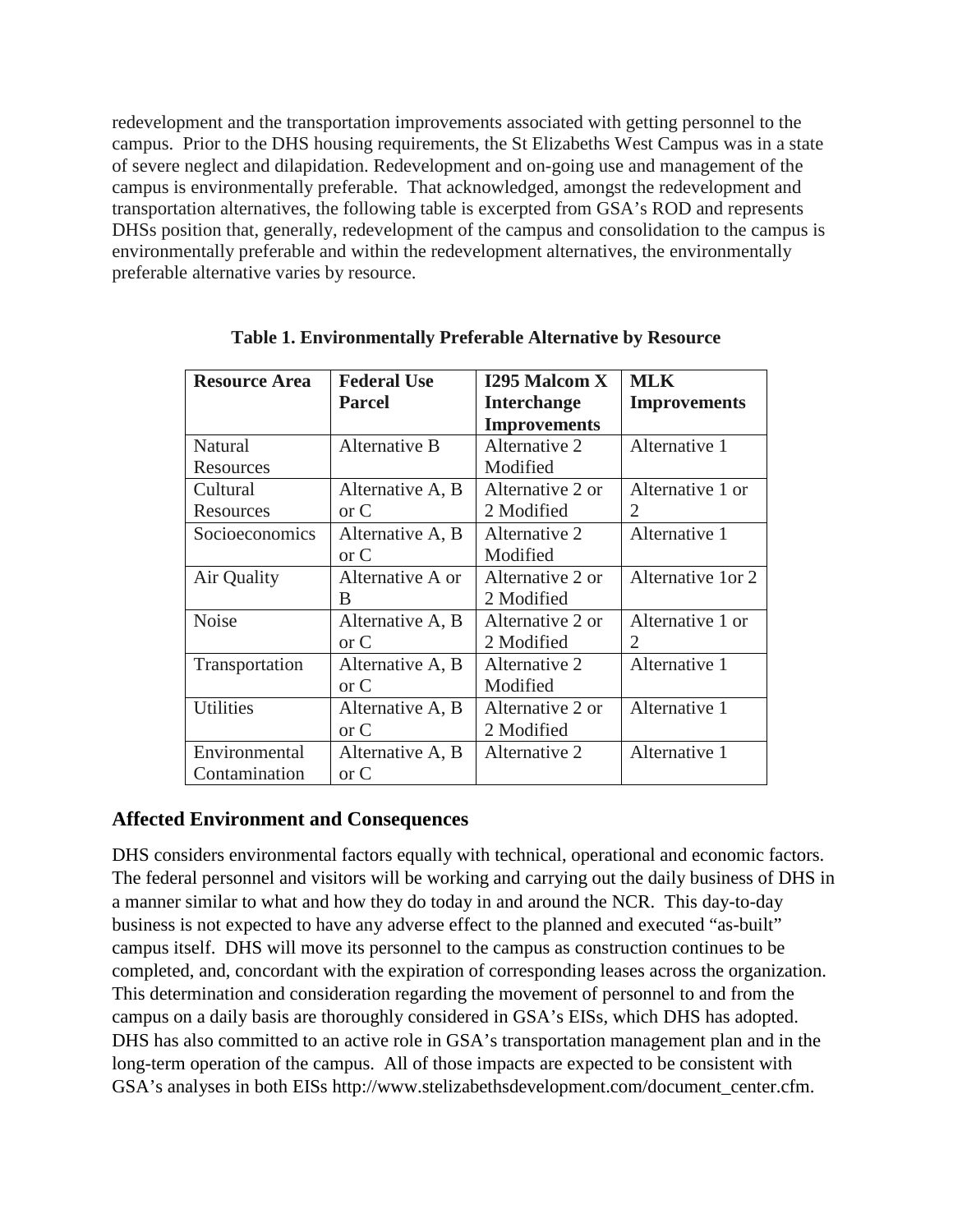redevelopment and the transportation improvements associated with getting personnel to the campus. Prior to the DHS housing requirements, the St Elizabeths West Campus was in a state of severe neglect and dilapidation. Redevelopment and on-going use and management of the campus is environmentally preferable. That acknowledged, amongst the redevelopment and transportation alternatives, the following table is excerpted from GSA's ROD and represents DHSs position that, generally, redevelopment of the campus and consolidation to the campus is environmentally preferable and within the redevelopment alternatives, the environmentally preferable alternative varies by resource.

**Table 1. Environmentally Preferable Alternative by Resource**

| Resource Area | Federal Use Parcel | I295 Malcom X Interchange Improvements | MLK Improvements |
|---|---|---|---|
| Natural Resources | Alternative B | Alternative 2 Modified | Alternative 1 |
| Cultural Resources | Alternative A, B or C | Alternative 2 or 2 Modified | Alternative 1 or 2 |
| Socioeconomics | Alternative A, B or C | Alternative 2 Modified | Alternative 1 |
| Air Quality | Alternative A or B | Alternative 2 or 2 Modified | Alternative 1or 2 |
| Noise | Alternative A, B or C | Alternative 2 or 2 Modified | Alternative 1 or 2 |
| Transportation | Alternative A, B or C | Alternative 2 Modified | Alternative 1 |
| Utilities | Alternative A, B or C | Alternative 2 or 2 Modified | Alternative 1 |
| Environmental Contamination | Alternative A, B or C | Alternative 2 | Alternative 1 |

## Affected Environment and Consequences

DHS considers environmental factors equally with technical, operational and economic factors. The federal personnel and visitors will be working and carrying out the daily business of DHS in a manner similar to what and how they do today in and around the NCR. This day-to-day business is not expected to have any adverse effect to the planned and executed "as-built" campus itself. DHS will move its personnel to the campus as construction continues to be completed, and, concordant with the expiration of corresponding leases across the organization. This determination and consideration regarding the movement of personnel to and from the campus on a daily basis are thoroughly considered in GSA's EISs, which DHS has adopted. DHS has also committed to an active role in GSA's transportation management plan and in the long-term operation of the campus. All of those impacts are expected to be consistent with GSA's analyses in both EISs http://www.stelizabethsdevelopment.com/document_center.cfm.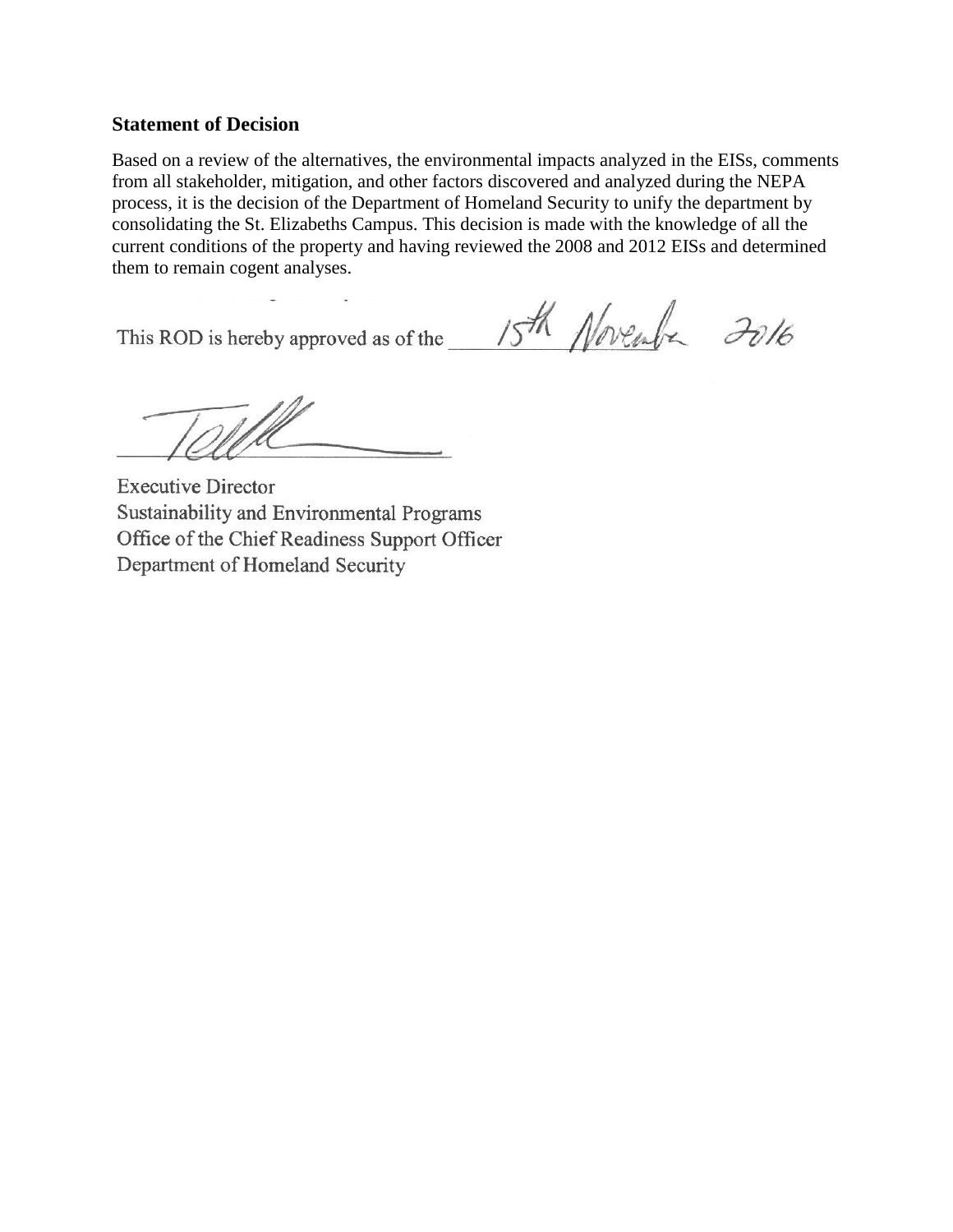### Statement of Decision

Based on a review of the alternatives, the environmental impacts analyzed in the EISs, comments from all stakeholder, mitigation, and other factors discovered and analyzed during the NEPA process, it is the decision of the Department of Homeland Security to unify the department by consolidating the St. Elizabeths Campus. This decision is made with the knowledge of all the current conditions of the property and having reviewed the 2008 and 2012 EISs and determined them to remain cogent analyses.

This ROD is hereby approved as of the 15th November 2016

\_\_\_\_\_\_\_\_\_\_\_\_\_\_\_\_\_\_\_\_\_\_\_\_\_\_\_\_\_\_

Executive Director
Sustainability and Environmental Programs
Office of the Chief Readiness Support Officer
Department of Homeland Security